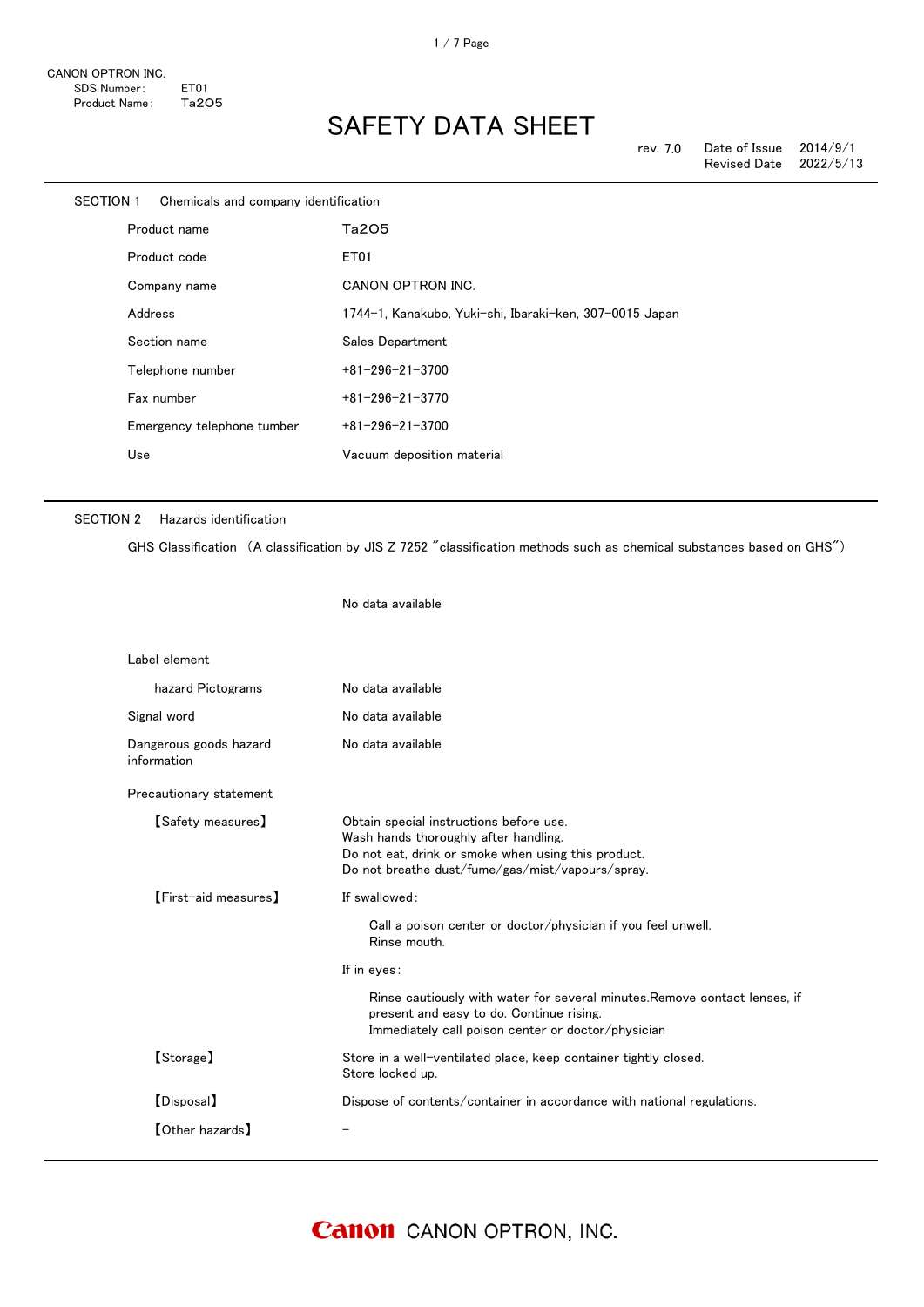CANON OPTRON INC.
SDS Number: ET01
Product Name: $Ta_2O_5$

# SAFETY DATA SHEET

rev. 7.0 Date of Issue 2014/9/1
Revised Date 2022/5/13

## SECTION 1 Chemicals and company identification

| | |
|---|---|
| Product name | $Ta_2O_5$ |
| Product code | ET01 |
| Company name | CANON OPTRON INC. |
| Address | 1744-1, Kanakubo, Yuki-shi, Ibaraki-ken, 307-0015 Japan |
| Section name | Sales Department |
| Telephone number | +81-296-21-3700 |
| Fax number | +81-296-21-3770 |
| Emergency telephone tumber | +81-296-21-3700 |
| Use | Vacuum deposition material |

## SECTION 2 Hazards identification

GHS Classification （A classification by JIS Z 7252 ″classification methods such as chemical substances based on GHS″）

No data available

Label element

| | |
|---|---|
| hazard Pictograms | No data available |
| Signal word | No data available |
| Dangerous goods hazard information | No data available |

Precautionary statement

【Safety measures】
Obtain special instructions before use.
Wash hands thoroughly after handling.
Do not eat, drink or smoke when using this product.
Do not breathe dust/fume/gas/mist/vapours/spray.

【First-aid measures】
If swallowed:

Call a poison center or doctor/physician if you feel unwell.
Rinse mouth.

If in eyes:

Rinse cautiously with water for several minutes.Remove contact lenses, if present and easy to do. Continue rising.
Immediately call poison center or doctor/physician

【Storage】
Store in a well-ventilated place, keep container tightly closed.
Store locked up.

【Disposal】
Dispose of contents/container in accordance with national regulations.

【Other hazards】
－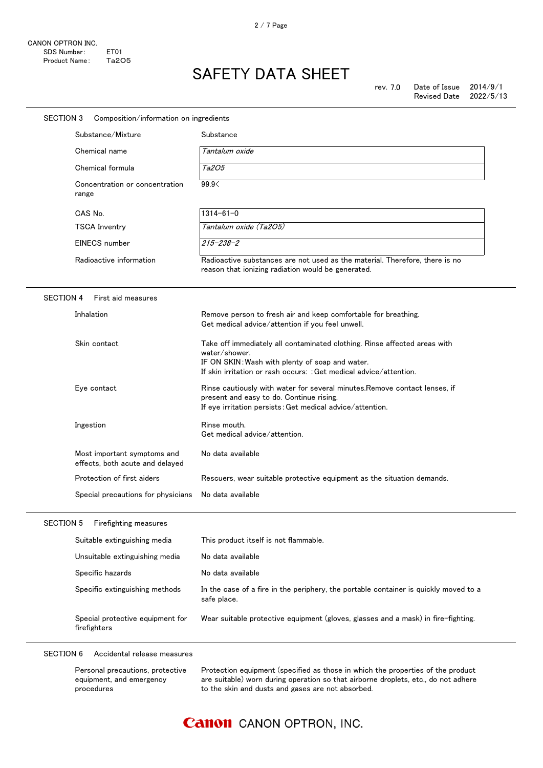## SECTION 3 Composition/information on ingredients

| | |
|---|---|
| Substance/Mixture | Substance |
| Chemical name | *Tantalum oxide* |
| Chemical formula | *$Ta_2O_5$* |
| Concentration or concentration range | 99.9< |
| CAS No. | 1314-61-0 |
| TSCA Inventry | *Tantalum oxide ($Ta_2O_5$)* |
| EINECS number | *215-238-2* |
| Radioactive information | Radioactive substances are not used as the material. Therefore, there is no reason that ionizing radiation would be generated. |

## SECTION 4 First aid measures

| | |
|---|---|
| Inhalation | Remove person to fresh air and keep comfortable for breathing.<br>Get medical advice/attention if you feel unwell. |
| Skin contact | Take off immediately all contaminated clothing. Rinse affected areas with water/shower.<br>IF ON SKIN: Wash with plenty of soap and water.<br>If skin irritation or rash occurs: : Get medical advice/attention. |
| Eye contact | Rinse cautiously with water for several minutes.Remove contact lenses, if present and easy to do. Continue rising.<br>If eye irritation persists: Get medical advice/attention. |
| Ingestion | Rinse mouth.<br>Get medical advice/attention. |
| Most important symptoms and effects, both acute and delayed | No data available |
| Protection of first aiders | Rescuers, wear suitable protective equipment as the situation demands. |
| Special precautions for physicians | No data available |

## SECTION 5 Firefighting measures

| | |
|---|---|
| Suitable extinguishing media | This product itself is not flammable. |
| Unsuitable extinguishing media | No data available |
| Specific hazards | No data available |
| Specific extinguishing methods | In the case of a fire in the periphery, the portable container is quickly moved to a safe place. |
| Special protective equipment for firefighters | Wear suitable protective equipment (gloves, glasses and a mask) in fire-fighting. |

## SECTION 6 Accidental release measures

| | |
|---|---|
| Personal precautions, protective equipment, and emergency procedures | Protection equipment (specified as those in which the properties of the product are suitable) worn during operation so that airborne droplets, etc., do not adhere to the skin and dusts and gases are not absorbed. |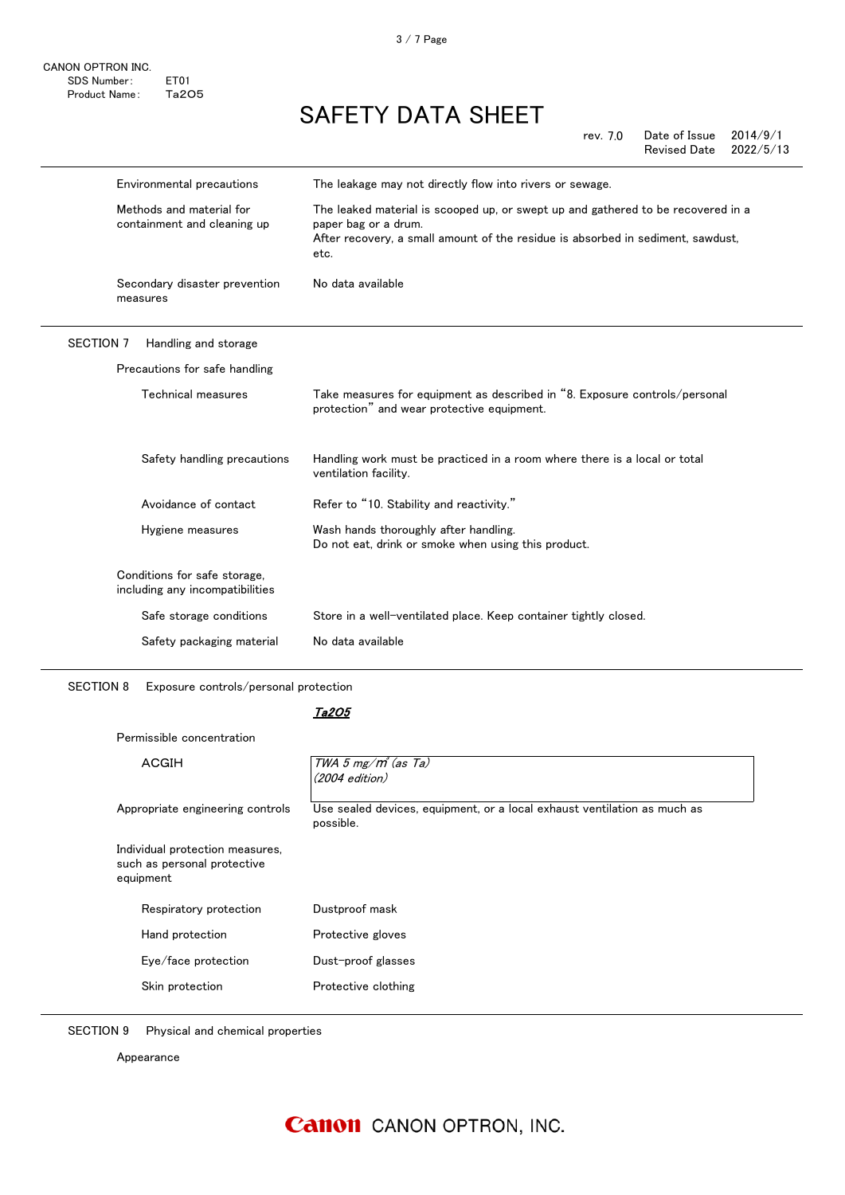| | |
|---|---|
| Environmental precautions | The leakage may not directly flow into rivers or sewage. |
| Methods and material for containment and cleaning up | The leaked material is scooped up, or swept up and gathered to be recovered in a paper bag or a drum.<br>After recovery, a small amount of the residue is absorbed in sediment, sawdust, etc. |
| Secondary disaster prevention measures | No data available |

## SECTION 7 Handling and storage

**Precautions for safe handling**

| | |
|---|---|
| Technical measures | Take measures for equipment as described in "8. Exposure controls/personal protection" and wear protective equipment. |
| Safety handling precautions | Handling work must be practiced in a room where there is a local or total ventilation facility. |
| Avoidance of contact | Refer to "10. Stability and reactivity." |
| Hygiene measures | Wash hands thoroughly after handling.<br>Do not eat, drink or smoke when using this product. |

**Conditions for safe storage, including any incompatibilities**

| | |
|---|---|
| Safe storage conditions | Store in a well-ventilated place. Keep container tightly closed. |
| Safety packaging material | No data available |

## SECTION 8 Exposure controls/personal protection

***$Ta_2O_5$***

**Permissible concentration**

| | |
|---|---|
| ACGIH | *TWA 5 mg/m³ (as Ta)*<br>*(2004 edition)* |
| Appropriate engineering controls | Use sealed devices, equipment, or a local exhaust ventilation as much as possible. |

**Individual protection measures, such as personal protective equipment**

| | |
|---|---|
| Respiratory protection | Dustproof mask |
| Hand protection | Protective gloves |
| Eye/face protection | Dust-proof glasses |
| Skin protection | Protective clothing |

## SECTION 9 Physical and chemical properties

Appearance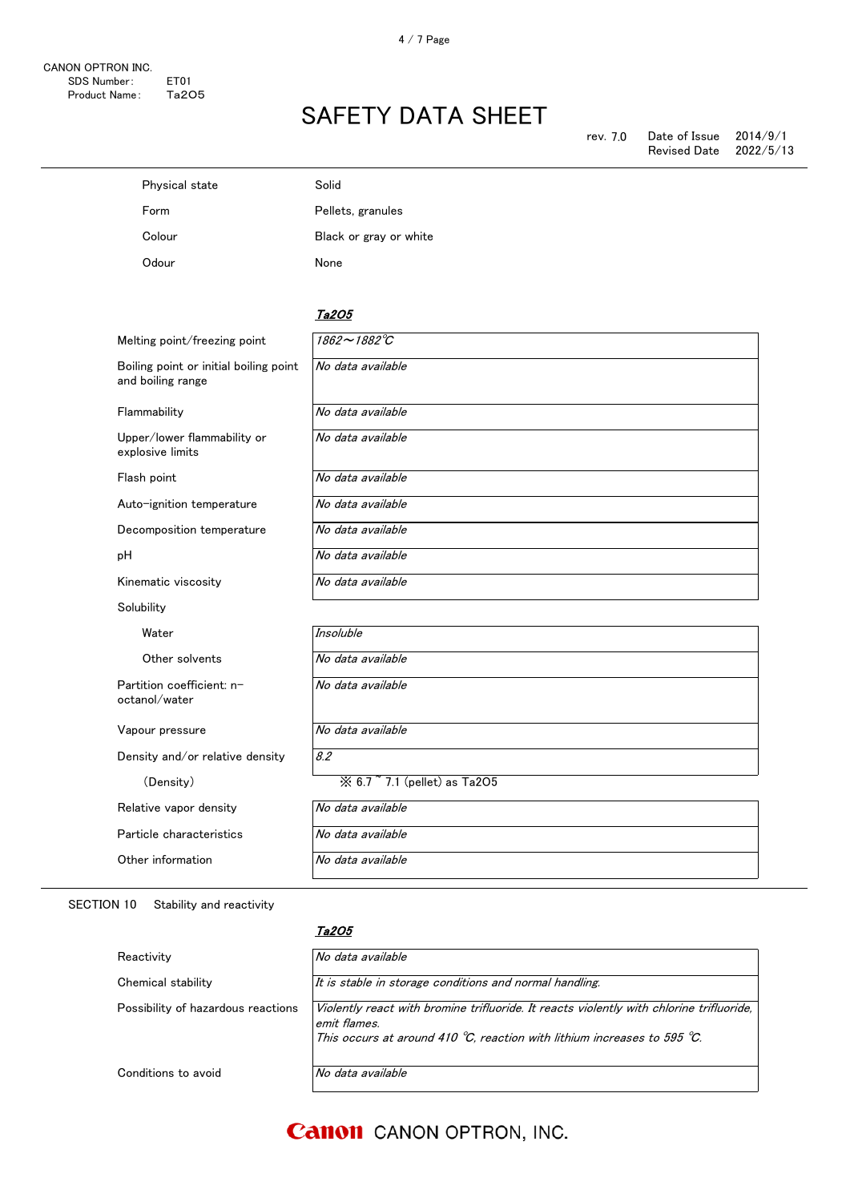| | |
|---|---|
| Physical state | Solid |
| Form | Pellets, granules |
| Colour | Black or gray or white |
| Odour | None |

***Ta2O5***

| | |
|---|---|
| Melting point/freezing point | *1862～1882℃* |
| Boiling point or initial boiling point and boiling range | *No data available* |
| Flammability | *No data available* |
| Upper/lower flammability or explosive limits | *No data available* |
| Flash point | *No data available* |
| Auto-ignition temperature | *No data available* |
| Decomposition temperature | *No data available* |
| pH | *No data available* |
| Kinematic viscosity | *No data available* |
| Solubility | |
| Water | *Insoluble* |
| Other solvents | *No data available* |
| Partition coefficient: n-octanol/water | *No data available* |
| Vapour pressure | *No data available* |
| Density and/or relative density | *8.2* |
| (Density) | ※ 6.7 ~ 7.1 (pellet) as Ta2O5 |
| Relative vapor density | *No data available* |
| Particle characteristics | *No data available* |
| Other information | *No data available* |

SECTION 10 Stability and reactivity

***Ta2O5***

| | |
|---|---|
| Reactivity | *No data available* |
| Chemical stability | *It is stable in storage conditions and normal handling.* |
| Possibility of hazardous reactions | *Violently react with bromine trifluoride. It reacts violently with chlorine trifluoride, emit flames.* <br> *This occurs at around 410 ℃, reaction with lithium increases to 595 ℃.* |
| Conditions to avoid | *No data available* |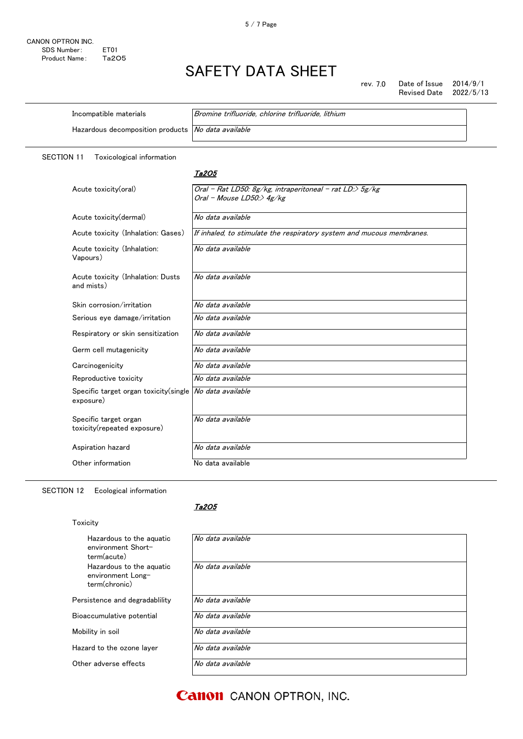CANON OPTRON INC.
SDS Number: ET01
Product Name: $Ta_2O_5$

# SAFETY DATA SHEET

rev. 7.0 Date of Issue 2014/9/1
Revised Date 2022/5/13

| | |
|---|---|
| Incompatible materials | *Bromine trifluoride, chlorine trifluoride, lithium* |
| Hazardous decomposition products | *No data available* |

## SECTION 11 Toxicological information

| | ***$Ta_2O_5$*** |
|---|---|
| Acute toxicity(oral) | *Oral – Rat LD50: 8g/kg, intraperitoneal – rat LD:> 5g/kg*<br>*Oral – Mouse LD50:> 4g/kg* |
| Acute toxicity(dermal) | *No data available* |
| Acute toxicity (Inhalation: Gases) | *If inhaled, to stimulate the respiratory system and mucous membranes.* |
| Acute toxicity (Inhalation: Vapours) | *No data available* |
| Acute toxicity (Inhalation: Dusts and mists) | *No data available* |
| Skin corrosion/irritation | *No data available* |
| Serious eye damage/irritation | *No data available* |
| Respiratory or skin sensitization | *No data available* |
| Germ cell mutagenicity | *No data available* |
| Carcinogenicity | *No data available* |
| Reproductive toxicity | *No data available* |
| Specific target organ toxicity(single exposure) | *No data available* |
| Specific target organ toxicity(repeated exposure) | *No data available* |
| Aspiration hazard | *No data available* |
| Other information | No data available |

## SECTION 12 Ecological information

| | ***$Ta_2O_5$*** |
|---|---|
| **Toxicity** | |
| Hazardous to the aquatic environment Short-term(acute) | *No data available* |
| Hazardous to the aquatic environment Long-term(chronic) | *No data available* |
| Persistence and degradablility | *No data available* |
| Bioaccumulative potential | *No data available* |
| Mobility in soil | *No data available* |
| Hazard to the ozone layer | *No data available* |
| Other adverse effects | *No data available* |

Canon CANON OPTRON, INC.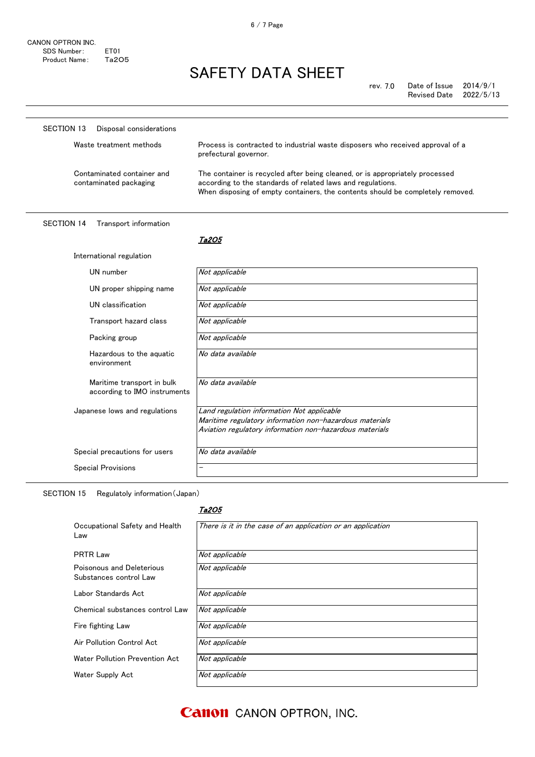CANON OPTRON INC.
SDS Number: ET01
Product Name: $Ta_2O_5$

# SAFETY DATA SHEET

rev. 7.0 Date of Issue 2014/9/1
Revised Date 2022/5/13

## SECTION 13 Disposal considerations

| | |
|---|---|
| Waste treatment methods | Process is contracted to industrial waste disposers who received approval of a prefectural governor. |
| Contaminated container and contaminated packaging | The container is recycled after being cleaned, or is appropriately processed according to the standards of related laws and regulations. When disposing of empty containers, the contents should be completely removed. |

## SECTION 14 Transport information

| | *Ta2O5* |
|---|---|
| International regulation | |
| UN number | *Not applicable* |
| UN proper shipping name | *Not applicable* |
| UN classification | *Not applicable* |
| Transport hazard class | *Not applicable* |
| Packing group | *Not applicable* |
| Hazardous to the aquatic environment | *No data available* |
| Maritime transport in bulk according to IMO instruments | *No data available* |
| Japanese lows and regulations | *Land regulation information Not applicable*<br>*Maritime regulatory information non-hazardous materials*<br>*Aviation regulatory information non-hazardous materials* |
| Special precautions for users | *No data available* |
| Special Provisions | – |

## SECTION 15 Regulatoly information（Japan）

| | *Ta2O5* |
|---|---|
| Occupational Safety and Health Law | *There is it in the case of an application or an application* |
| PRTR Law | *Not applicable* |
| Poisonous and Deleterious Substances control Law | *Not applicable* |
| Labor Standards Act | *Not applicable* |
| Chemical substances control Law | *Not applicable* |
| Fire fighting Law | *Not applicable* |
| Air Pollution Control Act | *Not applicable* |
| Water Pollution Prevention Act | *Not applicable* |
| Water Supply Act | *Not applicable* |

Canon CANON OPTRON, INC.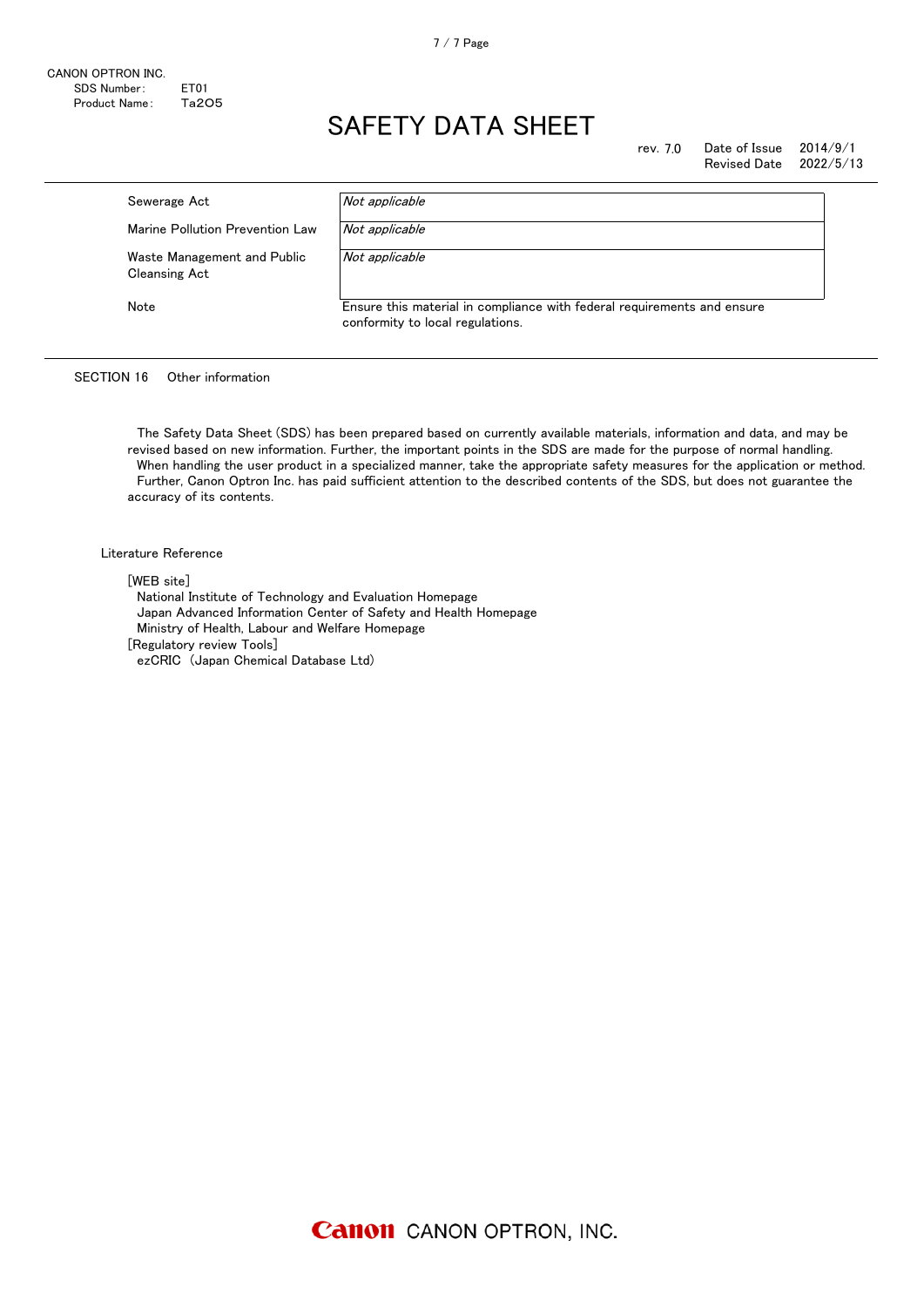| | |
|---|---|
| Sewerage Act | *Not applicable* |
| Marine Pollution Prevention Law | *Not applicable* |
| Waste Management and Public Cleansing Act | *Not applicable* |
| Note | Ensure this material in compliance with federal requirements and ensure conformity to local regulations. |

## SECTION 16 Other information

The Safety Data Sheet (SDS) has been prepared based on currently available materials, information and data, and may be revised based on new information. Further, the important points in the SDS are made for the purpose of normal handling.
When handling the user product in a specialized manner, take the appropriate safety measures for the application or method.
Further, Canon Optron Inc. has paid sufficient attention to the described contents of the SDS, but does not guarantee the accuracy of its contents.

### Literature Reference

[WEB site]
National Institute of Technology and Evaluation Homepage
Japan Advanced Information Center of Safety and Health Homepage
Ministry of Health, Labour and Welfare Homepage
[Regulatory review Tools]
ezCRIC（Japan Chemical Database Ltd）